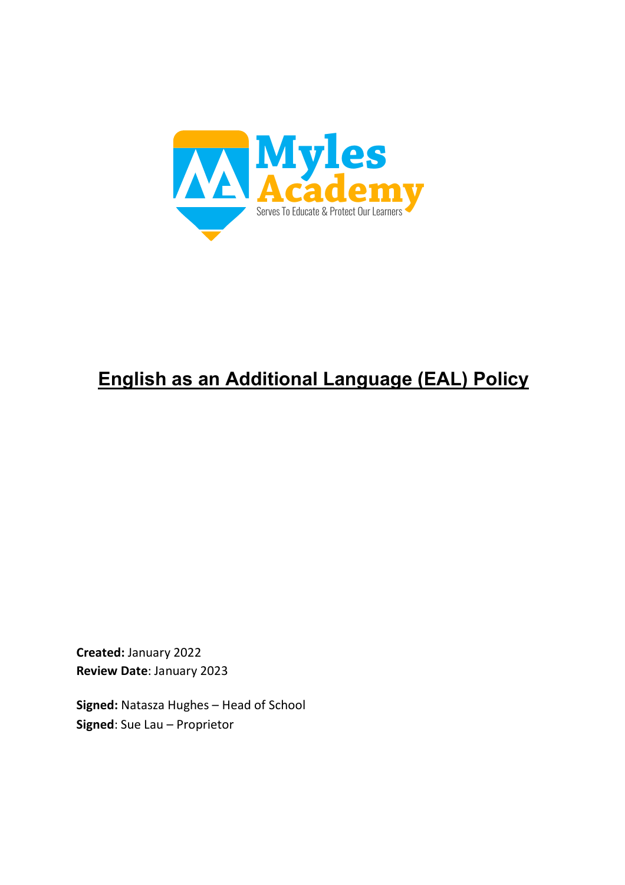Myles Academy

Serves To Educate & Protect Our Learners

# English as an Additional Language (EAL) Policy

**Created:** January 2022
**Review Date**: January 2023

**Signed:** Natasza Hughes – Head of School
**Signed**: Sue Lau – Proprietor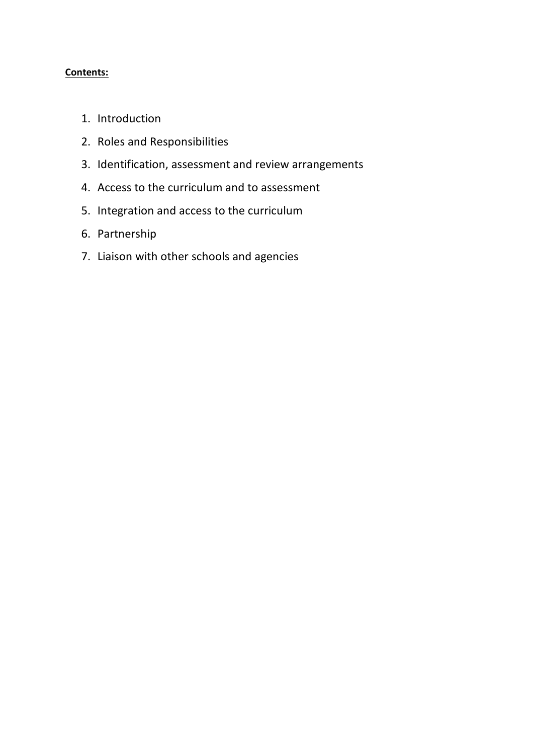**Contents:**

1. Introduction
2. Roles and Responsibilities
3. Identification, assessment and review arrangements
4. Access to the curriculum and to assessment
5. Integration and access to the curriculum
6. Partnership
7. Liaison with other schools and agencies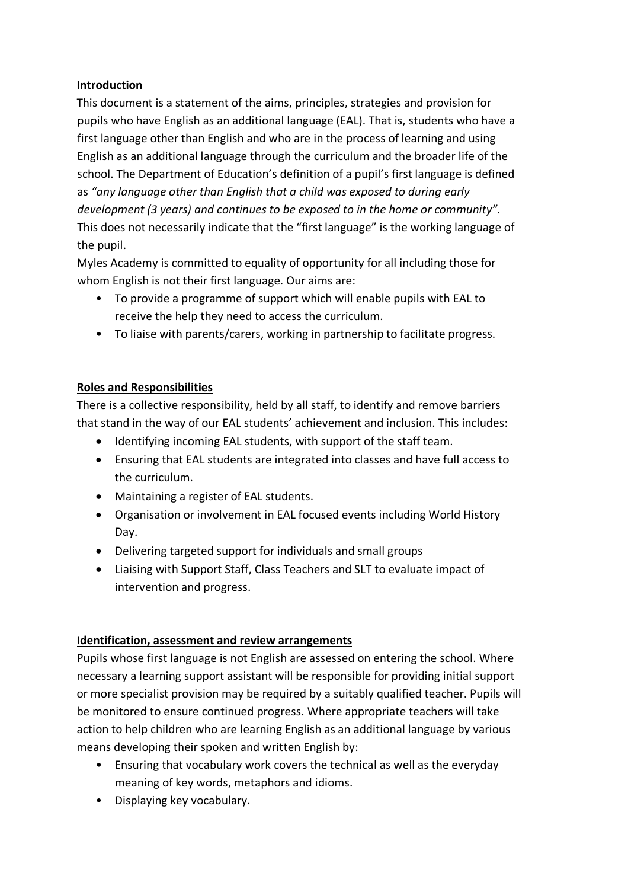**Introduction**

This document is a statement of the aims, principles, strategies and provision for pupils who have English as an additional language (EAL). That is, students who have a first language other than English and who are in the process of learning and using English as an additional language through the curriculum and the broader life of the school. The Department of Education's definition of a pupil's first language is defined as *"any language other than English that a child was exposed to during early development (3 years) and continues to be exposed to in the home or community".* This does not necessarily indicate that the "first language" is the working language of the pupil.

Myles Academy is committed to equality of opportunity for all including those for whom English is not their first language. Our aims are:

- To provide a programme of support which will enable pupils with EAL to receive the help they need to access the curriculum.
- To liaise with parents/carers, working in partnership to facilitate progress.

**Roles and Responsibilities**

There is a collective responsibility, held by all staff, to identify and remove barriers that stand in the way of our EAL students' achievement and inclusion. This includes:

- Identifying incoming EAL students, with support of the staff team.
- Ensuring that EAL students are integrated into classes and have full access to the curriculum.
- Maintaining a register of EAL students.
- Organisation or involvement in EAL focused events including World History Day.
- Delivering targeted support for individuals and small groups
- Liaising with Support Staff, Class Teachers and SLT to evaluate impact of intervention and progress.

**Identification, assessment and review arrangements**

Pupils whose first language is not English are assessed on entering the school. Where necessary a learning support assistant will be responsible for providing initial support or more specialist provision may be required by a suitably qualified teacher. Pupils will be monitored to ensure continued progress. Where appropriate teachers will take action to help children who are learning English as an additional language by various means developing their spoken and written English by:

- Ensuring that vocabulary work covers the technical as well as the everyday meaning of key words, metaphors and idioms.
- Displaying key vocabulary.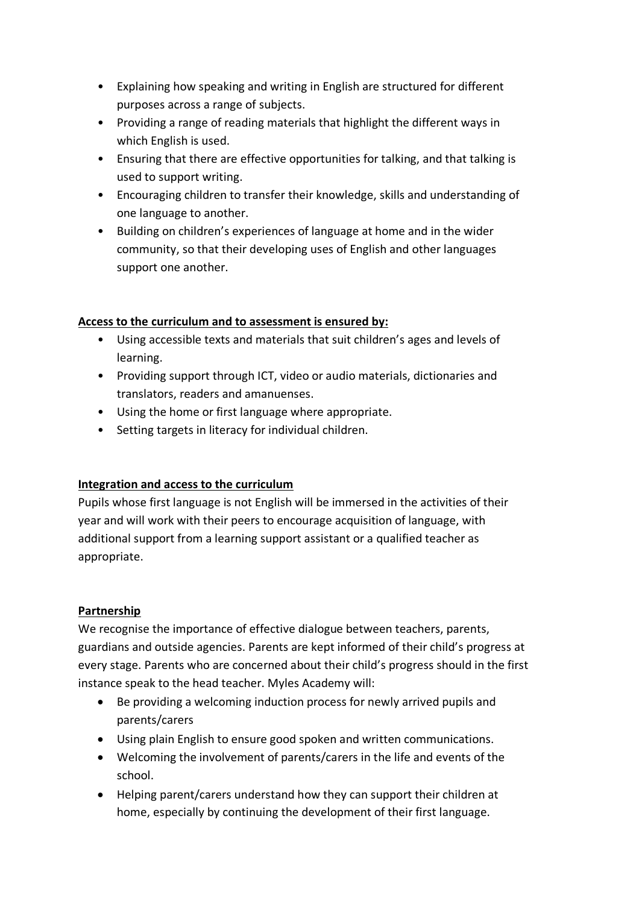- Explaining how speaking and writing in English are structured for different purposes across a range of subjects.
- Providing a range of reading materials that highlight the different ways in which English is used.
- Ensuring that there are effective opportunities for talking, and that talking is used to support writing.
- Encouraging children to transfer their knowledge, skills and understanding of one language to another.
- Building on children's experiences of language at home and in the wider community, so that their developing uses of English and other languages support one another.

**Access to the curriculum and to assessment is ensured by:**

- Using accessible texts and materials that suit children's ages and levels of learning.
- Providing support through ICT, video or audio materials, dictionaries and translators, readers and amanuenses.
- Using the home or first language where appropriate.
- Setting targets in literacy for individual children.

**Integration and access to the curriculum**

Pupils whose first language is not English will be immersed in the activities of their year and will work with their peers to encourage acquisition of language, with additional support from a learning support assistant or a qualified teacher as appropriate.

**Partnership**

We recognise the importance of effective dialogue between teachers, parents, guardians and outside agencies. Parents are kept informed of their child's progress at every stage. Parents who are concerned about their child's progress should in the first instance speak to the head teacher. Myles Academy will:

- Be providing a welcoming induction process for newly arrived pupils and parents/carers
- Using plain English to ensure good spoken and written communications.
- Welcoming the involvement of parents/carers in the life and events of the school.
- Helping parent/carers understand how they can support their children at home, especially by continuing the development of their first language.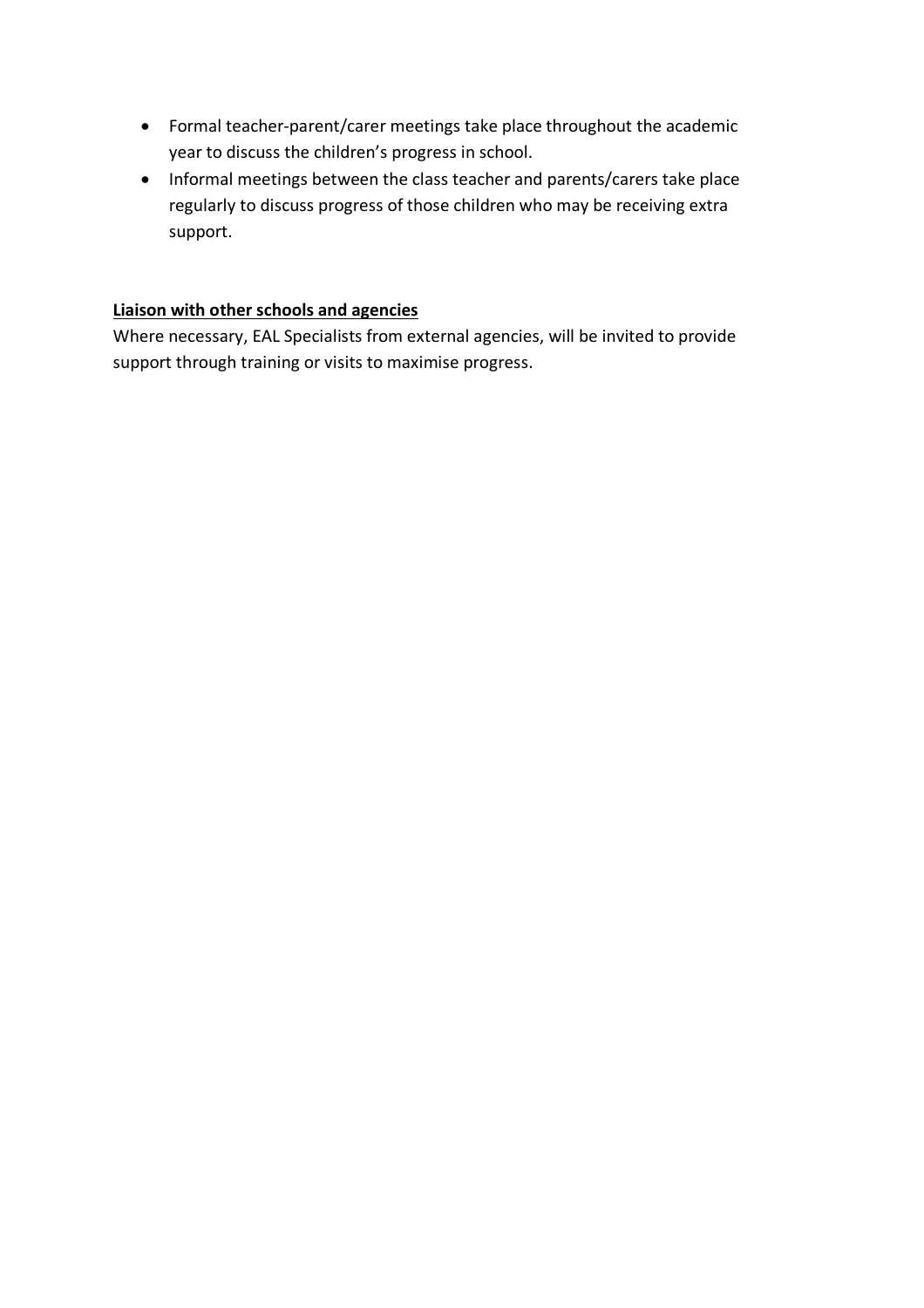- Formal teacher-parent/carer meetings take place throughout the academic year to discuss the children's progress in school.
- Informal meetings between the class teacher and parents/carers take place regularly to discuss progress of those children who may be receiving extra support.

**Liaison with other schools and agencies**

Where necessary, EAL Specialists from external agencies, will be invited to provide support through training or visits to maximise progress.